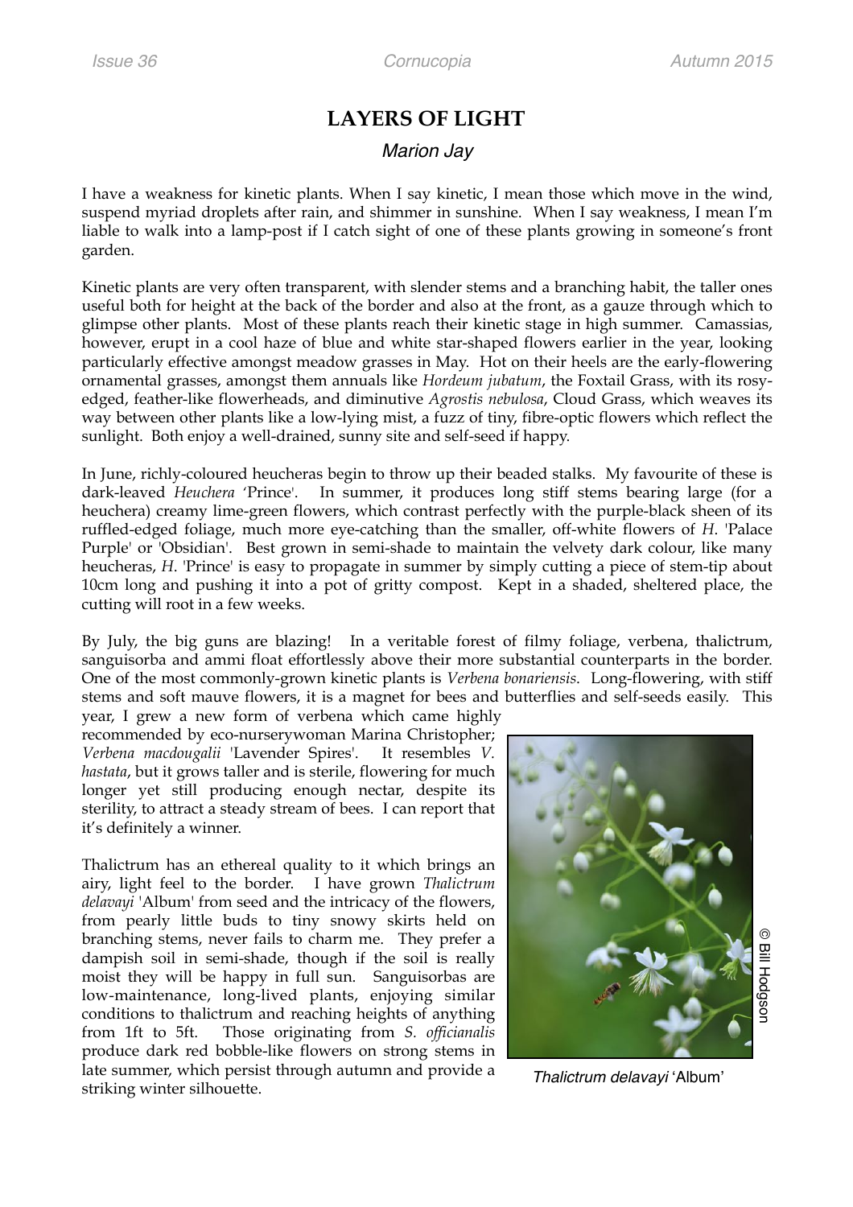# LAYERS OF LIGHT

*Marion Jay*

I have a weakness for kinetic plants. When I say kinetic, I mean those which move in the wind, suspend myriad droplets after rain, and shimmer in sunshine. When I say weakness, I mean I'm liable to walk into a lamp-post if I catch sight of one of these plants growing in someone's front garden.

Kinetic plants are very often transparent, with slender stems and a branching habit, the taller ones useful both for height at the back of the border and also at the front, as a gauze through which to glimpse other plants. Most of these plants reach their kinetic stage in high summer. Camassias, however, erupt in a cool haze of blue and white star-shaped flowers earlier in the year, looking particularly effective amongst meadow grasses in May. Hot on their heels are the early-flowering ornamental grasses, amongst them annuals like *Hordeum jubatum*, the Foxtail Grass, with its rosy-edged, feather-like flowerheads, and diminutive *Agrostis nebulosa*, Cloud Grass, which weaves its way between other plants like a low-lying mist, a fuzz of tiny, fibre-optic flowers which reflect the sunlight. Both enjoy a well-drained, sunny site and self-seed if happy.

In June, richly-coloured heucheras begin to throw up their beaded stalks. My favourite of these is dark-leaved *Heuchera* 'Prince'. In summer, it produces long stiff stems bearing large (for a heuchera) creamy lime-green flowers, which contrast perfectly with the purple-black sheen of its ruffled-edged foliage, much more eye-catching than the smaller, off-white flowers of *H.* 'Palace Purple' or 'Obsidian'. Best grown in semi-shade to maintain the velvety dark colour, like many heucheras, *H.* 'Prince' is easy to propagate in summer by simply cutting a piece of stem-tip about 10cm long and pushing it into a pot of gritty compost. Kept in a shaded, sheltered place, the cutting will root in a few weeks.

By July, the big guns are blazing! In a veritable forest of filmy foliage, verbena, thalictrum, sanguisorba and ammi float effortlessly above their more substantial counterparts in the border. One of the most commonly-grown kinetic plants is *Verbena bonariensis*. Long-flowering, with stiff stems and soft mauve flowers, it is a magnet for bees and butterflies and self-seeds easily. This year, I grew a new form of verbena which came highly recommended by eco-nurserywoman Marina Christopher; *Verbena macdougalii* 'Lavender Spires'. It resembles *V. hastata*, but it grows taller and is sterile, flowering for much longer yet still producing enough nectar, despite its sterility, to attract a steady stream of bees. I can report that it's definitely a winner.

Thalictrum has an ethereal quality to it which brings an airy, light feel to the border. I have grown *Thalictrum delavayi* 'Album' from seed and the intricacy of the flowers, from pearly little buds to tiny snowy skirts held on branching stems, never fails to charm me. They prefer a dampish soil in semi-shade, though if the soil is really moist they will be happy in full sun. Sanguisorbas are low-maintenance, long-lived plants, enjoying similar conditions to thalictrum and reaching heights of anything from 1ft to 5ft. Those originating from *S. officianalis* produce dark red bobble-like flowers on strong stems in late summer, which persist through autumn and provide a striking winter silhouette.

© Bill Hodgson

*Thalictrum delavayi* 'Album'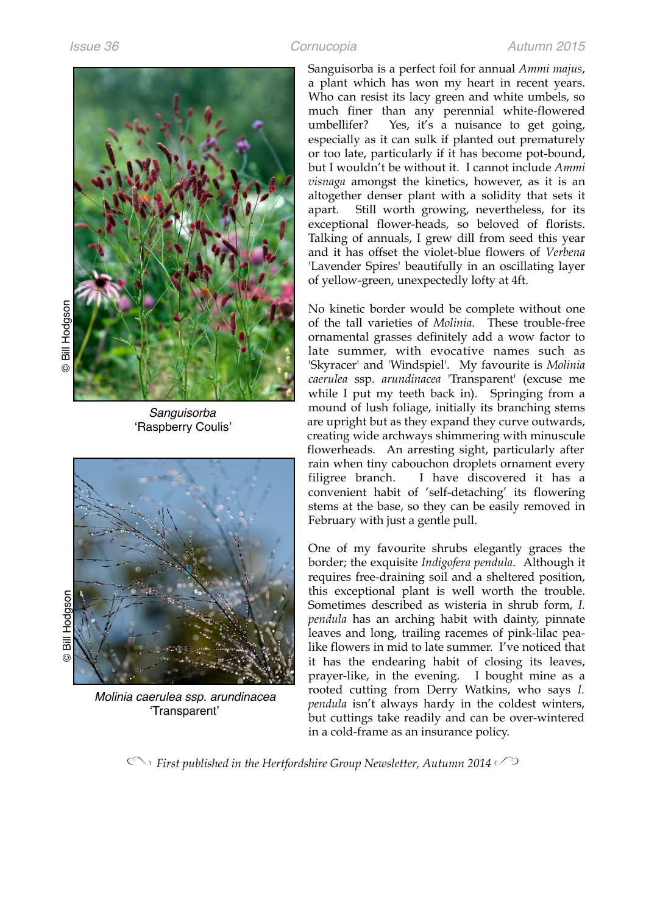*Sanguisorba*
'Raspberry Coulis'

© Bill Hodgson

*Molinia caerulea ssp. arundinacea*
'Transparent'

© Bill Hodgson

Sanguisorba is a perfect foil for annual *Ammi majus*, a plant which has won my heart in recent years. Who can resist its lacy green and white umbels, so much finer than any perennial white-flowered umbellifer? Yes, it's a nuisance to get going, especially as it can sulk if planted out prematurely or too late, particularly if it has become pot-bound, but I wouldn't be without it. I cannot include *Ammi visnaga* amongst the kinetics, however, as it is an altogether denser plant with a solidity that sets it apart. Still worth growing, nevertheless, for its exceptional flower-heads, so beloved of florists. Talking of annuals, I grew dill from seed this year and it has offset the violet-blue flowers of *Verbena* 'Lavender Spires' beautifully in an oscillating layer of yellow-green, unexpectedly lofty at 4ft.

No kinetic border would be complete without one of the tall varieties of *Molinia*. These trouble-free ornamental grasses definitely add a wow factor to late summer, with evocative names such as 'Skyracer' and 'Windspiel'. My favourite is *Molinia caerulea* ssp. *arundinacea* 'Transparent' (excuse me while I put my teeth back in). Springing from a mound of lush foliage, initially its branching stems are upright but as they expand they curve outwards, creating wide archways shimmering with minuscule flowerheads. An arresting sight, particularly after rain when tiny cabouchon droplets ornament every filigree branch. I have discovered it has a convenient habit of 'self-detaching' its flowering stems at the base, so they can be easily removed in February with just a gentle pull.

One of my favourite shrubs elegantly graces the border; the exquisite *Indigofera pendula*. Although it requires free-draining soil and a sheltered position, this exceptional plant is well worth the trouble. Sometimes described as wisteria in shrub form, *I. pendula* has an arching habit with dainty, pinnate leaves and long, trailing racemes of pink-lilac pea-like flowers in mid to late summer. I've noticed that it has the endearing habit of closing its leaves, prayer-like, in the evening. I bought mine as a rooted cutting from Derry Watkins, who says *I. pendula* isn't always hardy in the coldest winters, but cuttings take readily and can be over-wintered in a cold-frame as an insurance policy.

*First published in the Hertfordshire Group Newsletter, Autumn 2014*